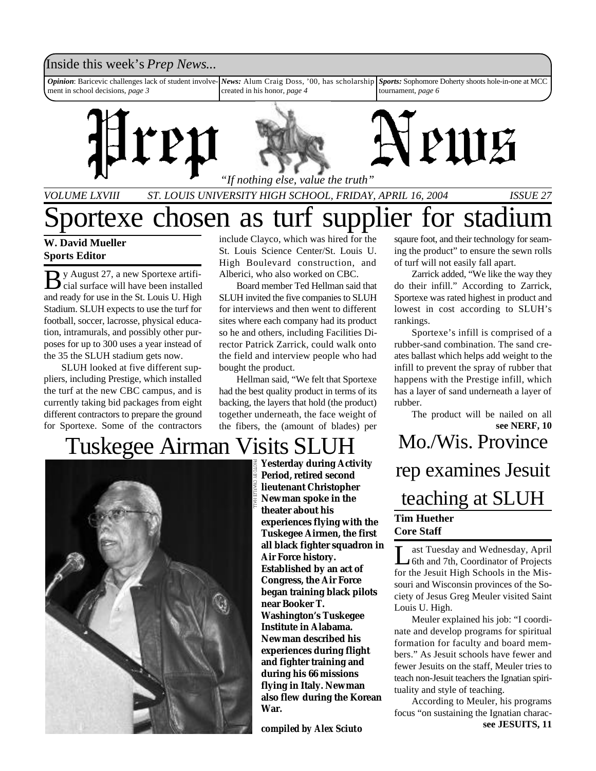Inside this week's *Prep News...*

***Opinion***: Baricevic challenges lack of student involvement in school decisions, *page 3*

***News:*** Alum Craig Doss, '00, has scholarship created in his honor, *page 4*

***Sports:*** Sophomore Doherty shoots hole-in-one at MCC tournament, *page 6*

# Prep News

*"If nothing else, value the truth"*

*VOLUME LXVIII — ST. LOUIS UNIVERSITY HIGH SCHOOL, FRIDAY, APRIL 16, 2004 — ISSUE 27*

# Sportexe chosen as turf supplier for stadium

**W. David Mueller**
**Sports Editor**

By August 27, a new Sportexe artificial surface will have been installed and ready for use in the St. Louis U. High Stadium. SLUH expects to use the turf for football, soccer, lacrosse, physical education, intramurals, and possibly other purposes for up to 300 uses a year instead of the 35 the SLUH stadium gets now.

SLUH looked at five different suppliers, including Prestige, which installed the turf at the new CBC campus, and is currently taking bid packages from eight different contractors to prepare the ground for Sportexe. Some of the contractors include Clayco, which was hired for the St. Louis Science Center/St. Louis U. High Boulevard construction, and Alberici, who also worked on CBC.

Board member Ted Hellman said that SLUH invited the five companies to SLUH for interviews and then went to different sites where each company had its product so he and others, including Facilities Director Patrick Zarrick, could walk onto the field and interview people who had bought the product.

Hellman said, "We felt that Sportexe had the best quality product in terms of its backing, the layers that hold (the product) together underneath, the face weight of the fibers, the (amount of blades) per sqaure foot, and their technology for seaming the product" to ensure the sewn rolls of turf will not easily fall apart.

Zarrick added, "We like the way they do their infill." According to Zarrick, Sportexe was rated highest in product and lowest in cost according to SLUH's rankings.

Sportexe's infill is comprised of a rubber-sand combination. The sand creates ballast which helps add weight to the infill to prevent the spray of rubber that happens with the Prestige infill, which has a layer of sand underneath a layer of rubber.

The product will be nailed on all

**see NERF, 10**

# Tuskegee Airman Visits SLUH

PHOTO BY CHARLIE HALL

**Yesterday during Activity Period, retired second lieutenant Christopher Newman spoke in the theater about his experiences flying with the Tuskegee Airmen, the first all black fighter squadron in Air Force history. Established by an act of Congress, the Air Force began training black pilots near Booker T. Washington's Tuskegee Institute in Alabama. Newman described his experiences during flight and fighter training and during his 66 missions flying in Italy. Newman also flew during the Korean War.**

***compiled by Alex Sciuto***

# Mo./Wis. Province rep examines Jesuit teaching at SLUH

**Tim Huether**
**Core Staff**

Last Tuesday and Wednesday, April 6th and 7th, Coordinator of Projects for the Jesuit High Schools in the Missouri and Wisconsin provinces of the Society of Jesus Greg Meuler visited Saint Louis U. High.

Meuler explained his job: "I coordinate and develop programs for spiritual formation for faculty and board members." As Jesuit schools have fewer and fewer Jesuits on the staff, Meuler tries to teach non-Jesuit teachers the Ignatian spirituality and style of teaching.

According to Meuler, his programs focus "on sustaining the Ignatian charac-

**see JESUITS, 11**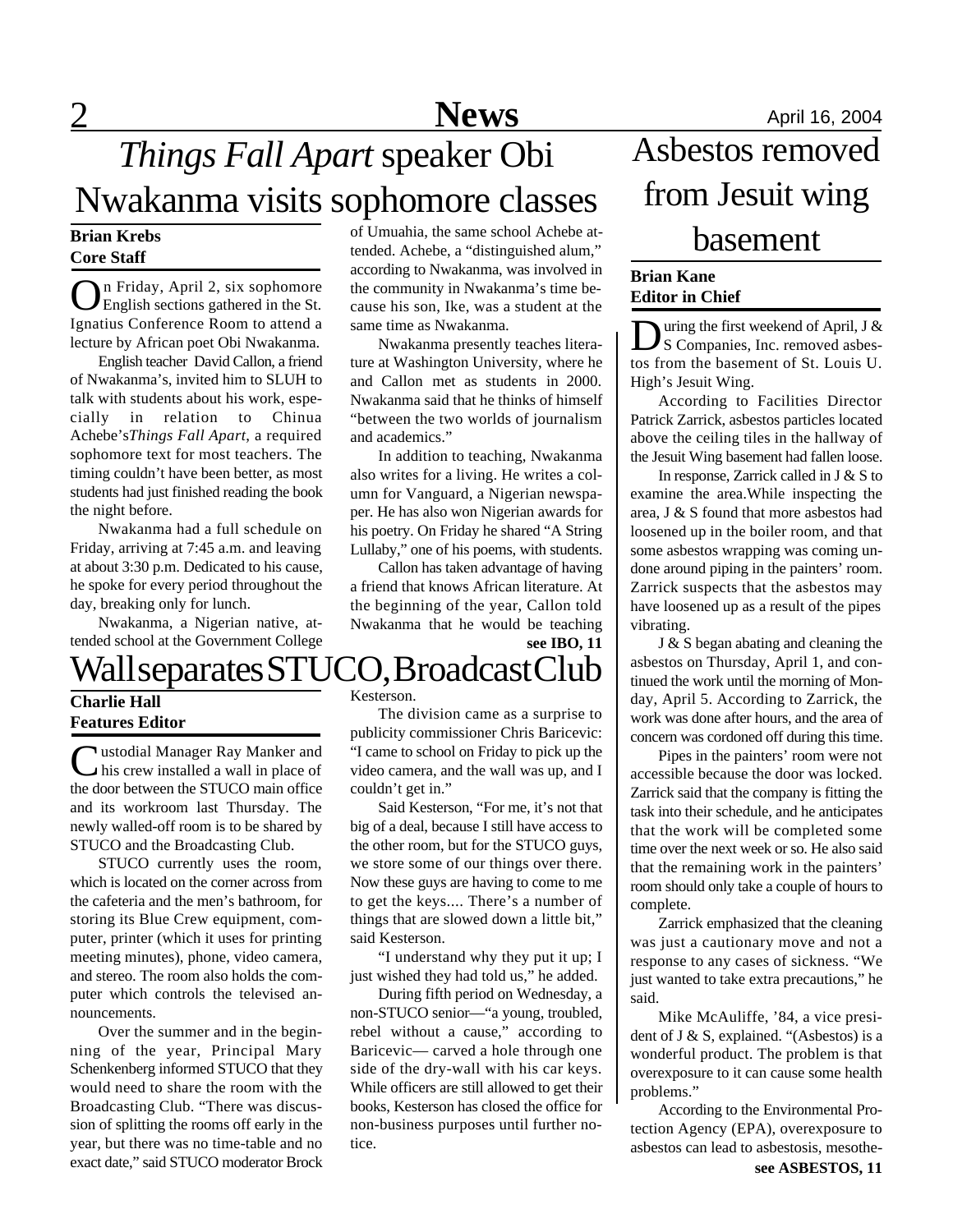# *Things Fall Apart* speaker Obi Nwakanma visits sophomore classes

**Brian Krebs**
**Core Staff**

On Friday, April 2, six sophomore English sections gathered in the St. Ignatius Conference Room to attend a lecture by African poet Obi Nwakanma.

English teacher David Callon, a friend of Nwakanma's, invited him to SLUH to talk with students about his work, especially in relation to Chinua Achebe's *Things Fall Apart*, a required sophomore text for most teachers. The timing couldn't have been better, as most students had just finished reading the book the night before.

Nwakanma had a full schedule on Friday, arriving at 7:45 a.m. and leaving at about 3:30 p.m. Dedicated to his cause, he spoke for every period throughout the day, breaking only for lunch.

Nwakanma, a Nigerian native, attended school at the Government College of Umuahia, the same school Achebe attended. Achebe, a "distinguished alum," according to Nwakanma, was involved in the community in Nwakanma's time because his son, Ike, was a student at the same time as Nwakanma.

Nwakanma presently teaches literature at Washington University, where he and Callon met as students in 2000. Nwakanma said that he thinks of himself "between the two worlds of journalism and academics."

In addition to teaching, Nwakanma also writes for a living. He writes a column for Vanguard, a Nigerian newspaper. He has also won Nigerian awards for his poetry. On Friday he shared "A String Lullaby," one of his poems, with students.

Callon has taken advantage of having a friend that knows African literature. At the beginning of the year, Callon told Nwakanma that he would be teaching

**see IBO, 11**

# Wall separates STUCO, Broadcast Club

**Charlie Hall**
**Features Editor**

Custodial Manager Ray Manker and his crew installed a wall in place of the door between the STUCO main office and its workroom last Thursday. The newly walled-off room is to be shared by STUCO and the Broadcasting Club.

STUCO currently uses the room, which is located on the corner across from the cafeteria and the men's bathroom, for storing its Blue Crew equipment, computer, printer (which it uses for printing meeting minutes), phone, video camera, and stereo. The room also holds the computer which controls the televised announcements.

Over the summer and in the beginning of the year, Principal Mary Schenkenberg informed STUCO that they would need to share the room with the Broadcasting Club. "There was discussion of splitting the rooms off early in the year, but there was no time-table and no exact date," said STUCO moderator Brock Kesterson.

The division came as a surprise to publicity commissioner Chris Baricevic: "I came to school on Friday to pick up the video camera, and the wall was up, and I couldn't get in."

Said Kesterson, "For me, it's not that big of a deal, because I still have access to the other room, but for the STUCO guys, we store some of our things over there. Now these guys are having to come to me to get the keys.... There's a number of things that are slowed down a little bit," said Kesterson.

"I understand why they put it up; I just wished they had told us," he added.

During fifth period on Wednesday, a non-STUCO senior—"a young, troubled, rebel without a cause," according to Baricevic— carved a hole through one side of the dry-wall with his car keys. While officers are still allowed to get their books, Kesterson has closed the office for non-business purposes until further notice.

# Asbestos removed from Jesuit wing basement

**Brian Kane**
**Editor in Chief**

During the first weekend of April, J & S Companies, Inc. removed asbestos from the basement of St. Louis U. High's Jesuit Wing.

According to Facilities Director Patrick Zarrick, asbestos particles located above the ceiling tiles in the hallway of the Jesuit Wing basement had fallen loose.

In response, Zarrick called in J & S to examine the area.While inspecting the area, J & S found that more asbestos had loosened up in the boiler room, and that some asbestos wrapping was coming undone around piping in the painters' room. Zarrick suspects that the asbestos may have loosened up as a result of the pipes vibrating.

J & S began abating and cleaning the asbestos on Thursday, April 1, and continued the work until the morning of Monday, April 5. According to Zarrick, the work was done after hours, and the area of concern was cordoned off during this time.

Pipes in the painters' room were not accessible because the door was locked. Zarrick said that the company is fitting the task into their schedule, and he anticipates that the work will be completed some time over the next week or so. He also said that the remaining work in the painters' room should only take a couple of hours to complete.

Zarrick emphasized that the cleaning was just a cautionary move and not a response to any cases of sickness. "We just wanted to take extra precautions," he said.

Mike McAuliffe, '84, a vice president of J & S, explained. "(Asbestos) is a wonderful product. The problem is that overexposure to it can cause some health problems."

According to the Environmental Protection Agency (EPA), overexposure to asbestos can lead to asbestosis, mesothe-

**see ASBESTOS, 11**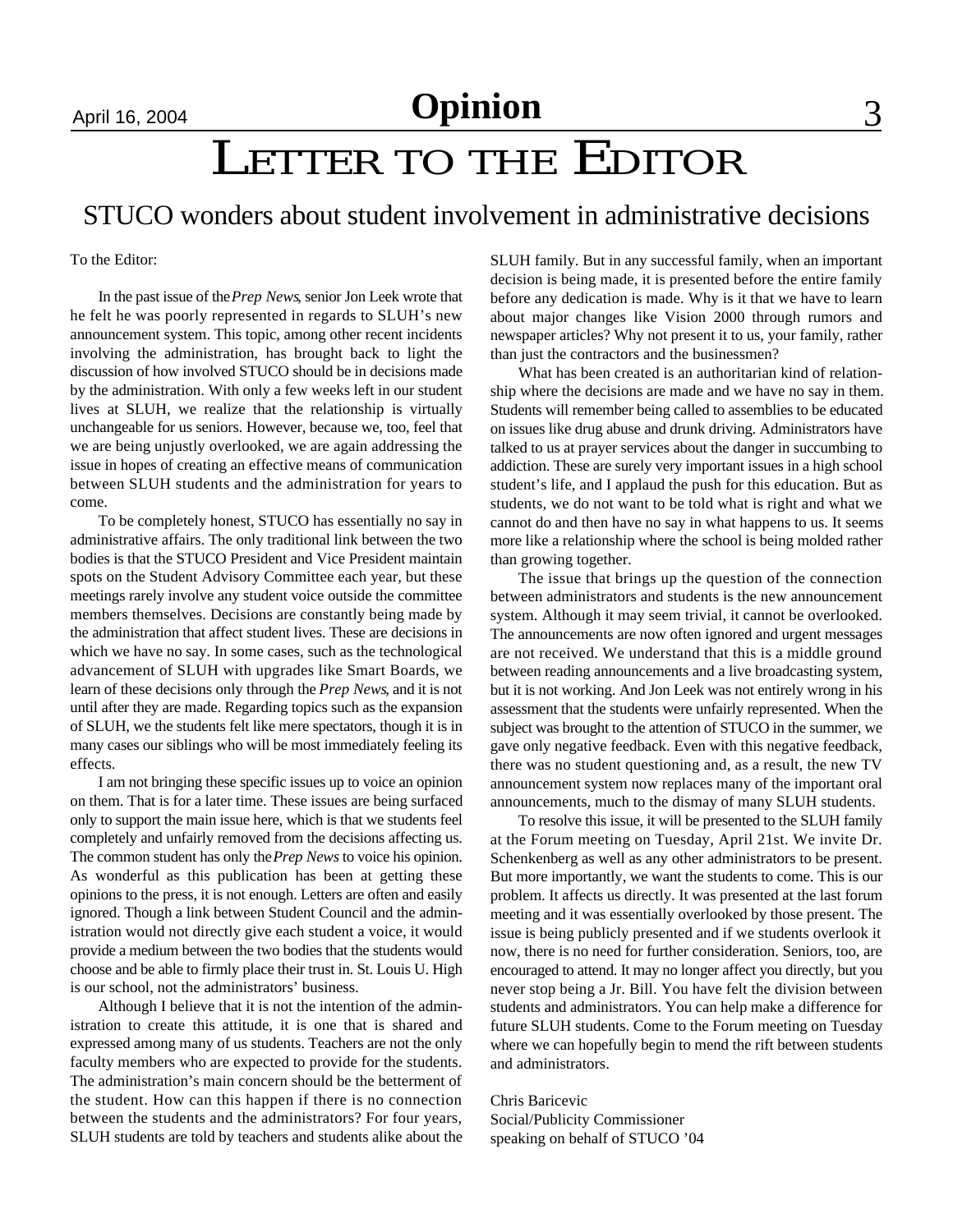# LETTER TO THE EDITOR

## STUCO wonders about student involvement in administrative decisions

To the Editor:

In the past issue of the *Prep News*, senior Jon Leek wrote that he felt he was poorly represented in regards to SLUH's new announcement system. This topic, among other recent incidents involving the administration, has brought back to light the discussion of how involved STUCO should be in decisions made by the administration. With only a few weeks left in our student lives at SLUH, we realize that the relationship is virtually unchangeable for us seniors. However, because we, too, feel that we are being unjustly overlooked, we are again addressing the issue in hopes of creating an effective means of communication between SLUH students and the administration for years to come.

To be completely honest, STUCO has essentially no say in administrative affairs. The only traditional link between the two bodies is that the STUCO President and Vice President maintain spots on the Student Advisory Committee each year, but these meetings rarely involve any student voice outside the committee members themselves. Decisions are constantly being made by the administration that affect student lives. These are decisions in which we have no say. In some cases, such as the technological advancement of SLUH with upgrades like Smart Boards, we learn of these decisions only through the *Prep News*, and it is not until after they are made. Regarding topics such as the expansion of SLUH, we the students felt like mere spectators, though it is in many cases our siblings who will be most immediately feeling its effects.

I am not bringing these specific issues up to voice an opinion on them. That is for a later time. These issues are being surfaced only to support the main issue here, which is that we students feel completely and unfairly removed from the decisions affecting us. The common student has only the *Prep News* to voice his opinion. As wonderful as this publication has been at getting these opinions to the press, it is not enough. Letters are often and easily ignored. Though a link between Student Council and the administration would not directly give each student a voice, it would provide a medium between the two bodies that the students would choose and be able to firmly place their trust in. St. Louis U. High is our school, not the administrators' business.

Although I believe that it is not the intention of the administration to create this attitude, it is one that is shared and expressed among many of us students. Teachers are not the only faculty members who are expected to provide for the students. The administration's main concern should be the betterment of the student. How can this happen if there is no connection between the students and the administrators? For four years, SLUH students are told by teachers and students alike about the SLUH family. But in any successful family, when an important decision is being made, it is presented before the entire family before any dedication is made. Why is it that we have to learn about major changes like Vision 2000 through rumors and newspaper articles? Why not present it to us, your family, rather than just the contractors and the businessmen?

What has been created is an authoritarian kind of relationship where the decisions are made and we have no say in them. Students will remember being called to assemblies to be educated on issues like drug abuse and drunk driving. Administrators have talked to us at prayer services about the danger in succumbing to addiction. These are surely very important issues in a high school student's life, and I applaud the push for this education. But as students, we do not want to be told what is right and what we cannot do and then have no say in what happens to us. It seems more like a relationship where the school is being molded rather than growing together.

The issue that brings up the question of the connection between administrators and students is the new announcement system. Although it may seem trivial, it cannot be overlooked. The announcements are now often ignored and urgent messages are not received. We understand that this is a middle ground between reading announcements and a live broadcasting system, but it is not working. And Jon Leek was not entirely wrong in his assessment that the students were unfairly represented. When the subject was brought to the attention of STUCO in the summer, we gave only negative feedback. Even with this negative feedback, there was no student questioning and, as a result, the new TV announcement system now replaces many of the important oral announcements, much to the dismay of many SLUH students.

To resolve this issue, it will be presented to the SLUH family at the Forum meeting on Tuesday, April 21st. We invite Dr. Schenkenberg as well as any other administrators to be present. But more importantly, we want the students to come. This is our problem. It affects us directly. It was presented at the last forum meeting and it was essentially overlooked by those present. The issue is being publicly presented and if we students overlook it now, there is no need for further consideration. Seniors, too, are encouraged to attend. It may no longer affect you directly, but you never stop being a Jr. Bill. You have felt the division between students and administrators. You can help make a difference for future SLUH students. Come to the Forum meeting on Tuesday where we can hopefully begin to mend the rift between students and administrators.

Chris Baricevic
Social/Publicity Commissioner
speaking on behalf of STUCO '04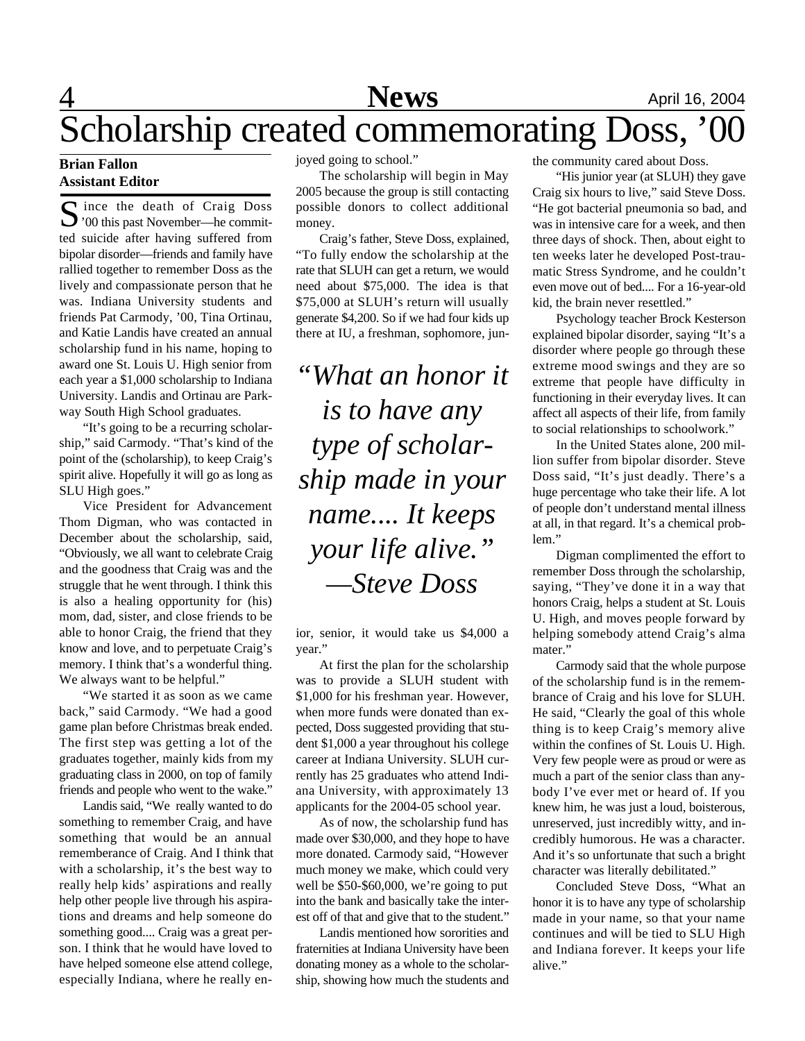# Scholarship created commemorating Doss, '00

**Brian Fallon**
**Assistant Editor**

Since the death of Craig Doss '00 this past November—he committed suicide after having suffered from bipolar disorder—friends and family have rallied together to remember Doss as the lively and compassionate person that he was. Indiana University students and friends Pat Carmody, '00, Tina Ortinau, and Katie Landis have created an annual scholarship fund in his name, hoping to award one St. Louis U. High senior from each year a $1,000 scholarship to Indiana University. Landis and Ortinau are Parkway South High School graduates.

"It's going to be a recurring scholarship," said Carmody. "That's kind of the point of the (scholarship), to keep Craig's spirit alive. Hopefully it will go as long as SLU High goes."

Vice President for Advancement Thom Digman, who was contacted in December about the scholarship, said, "Obviously, we all want to celebrate Craig and the goodness that Craig was and the struggle that he went through. I think this is also a healing opportunity for (his) mom, dad, sister, and close friends to be able to honor Craig, the friend that they know and love, and to perpetuate Craig's memory. I think that's a wonderful thing. We always want to be helpful."

"We started it as soon as we came back," said Carmody. "We had a good game plan before Christmas break ended. The first step was getting a lot of the graduates together, mainly kids from my graduating class in 2000, on top of family friends and people who went to the wake."

Landis said, "We really wanted to do something to remember Craig, and have something that would be an annual rememberance of Craig. And I think that with a scholarship, it's the best way to really help kids' aspirations and really help other people live through his aspirations and dreams and help someone do something good.... Craig was a great person. I think that he would have loved to have helped someone else attend college, especially Indiana, where he really enjoyed going to school."

The scholarship will begin in May 2005 because the group is still contacting possible donors to collect additional money.

Craig's father, Steve Doss, explained, "To fully endow the scholarship at the rate that SLUH can get a return, we would need about $75,000. The idea is that $75,000 at SLUH's return will usually generate $4,200. So if we had four kids up there at IU, a freshman, sophomore, junior, senior, it would take us $4,000 a year."

> *"What an honor it is to have any type of scholarship made in your name.... It keeps your life alive."*
> *—Steve Doss*

At first the plan for the scholarship was to provide a SLUH student with $1,000 for his freshman year. However, when more funds were donated than expected, Doss suggested providing that student $1,000 a year throughout his college career at Indiana University. SLUH currently has 25 graduates who attend Indiana University, with approximately 13 applicants for the 2004-05 school year.

As of now, the scholarship fund has made over $30,000, and they hope to have more donated. Carmody said, "However much money we make, which could very well be $50-$60,000, we're going to put into the bank and basically take the interest off of that and give that to the student."

Landis mentioned how sororities and fraternities at Indiana University have been donating money as a whole to the scholarship, showing how much the students and the community cared about Doss.

"His junior year (at SLUH) they gave Craig six hours to live," said Steve Doss. "He got bacterial pneumonia so bad, and was in intensive care for a week, and then three days of shock. Then, about eight to ten weeks later he developed Post-traumatic Stress Syndrome, and he couldn't even move out of bed.... For a 16-year-old kid, the brain never resettled."

Psychology teacher Brock Kesterson explained bipolar disorder, saying "It's a disorder where people go through these extreme mood swings and they are so extreme that people have difficulty in functioning in their everyday lives. It can affect all aspects of their life, from family to social relationships to schoolwork."

In the United States alone, 200 million suffer from bipolar disorder. Steve Doss said, "It's just deadly. There's a huge percentage who take their life. A lot of people don't understand mental illness at all, in that regard. It's a chemical problem."

Digman complimented the effort to remember Doss through the scholarship, saying, "They've done it in a way that honors Craig, helps a student at St. Louis U. High, and moves people forward by helping somebody attend Craig's alma mater."

Carmody said that the whole purpose of the scholarship fund is in the remembrance of Craig and his love for SLUH. He said, "Clearly the goal of this whole thing is to keep Craig's memory alive within the confines of St. Louis U. High. Very few people were as proud or were as much a part of the senior class than anybody I've ever met or heard of. If you knew him, he was just a loud, boisterous, unreserved, just incredibly witty, and incredibly humorous. He was a character. And it's so unfortunate that such a bright character was literally debilitated."

Concluded Steve Doss, "What an honor it is to have any type of scholarship made in your name, so that your name continues and will be tied to SLU High and Indiana forever. It keeps your life alive."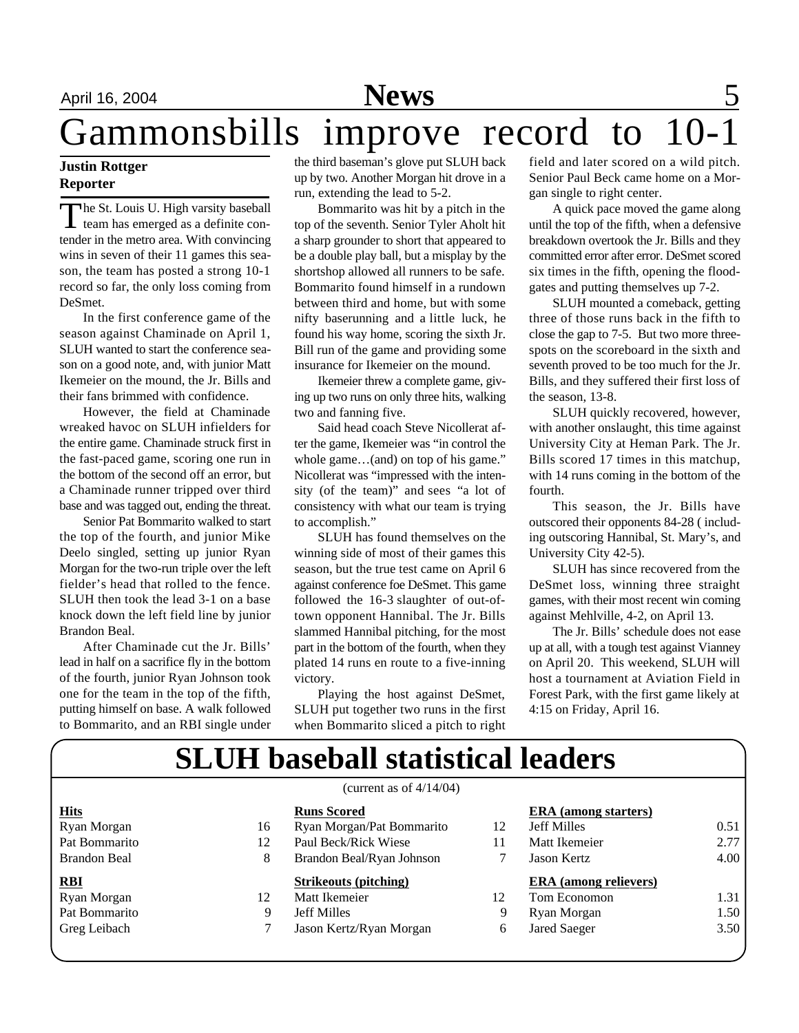# Gammonsbills improve record to 10-1

**Justin Rottger**
**Reporter**

The St. Louis U. High varsity baseball team has emerged as a definite contender in the metro area. With convincing wins in seven of their 11 games this season, the team has posted a strong 10-1 record so far, the only loss coming from DeSmet.

In the first conference game of the season against Chaminade on April 1, SLUH wanted to start the conference season on a good note, and, with junior Matt Ikemeier on the mound, the Jr. Bills and their fans brimmed with confidence.

However, the field at Chaminade wreaked havoc on SLUH infielders for the entire game. Chaminade struck first in the fast-paced game, scoring one run in the bottom of the second off an error, but a Chaminade runner tripped over third base and was tagged out, ending the threat.

Senior Pat Bommarito walked to start the top of the fourth, and junior Mike Deelo singled, setting up junior Ryan Morgan for the two-run triple over the left fielder's head that rolled to the fence. SLUH then took the lead 3-1 on a base knock down the left field line by junior Brandon Beal.

After Chaminade cut the Jr. Bills' lead in half on a sacrifice fly in the bottom of the fourth, junior Ryan Johnson took one for the team in the top of the fifth, putting himself on base. A walk followed to Bommarito, and an RBI single under the third baseman's glove put SLUH back up by two. Another Morgan hit drove in a run, extending the lead to 5-2.

Bommarito was hit by a pitch in the top of the seventh. Senior Tyler Aholt hit a sharp grounder to short that appeared to be a double play ball, but a misplay by the shortshop allowed all runners to be safe. Bommarito found himself in a rundown between third and home, but with some nifty baserunning and a little luck, he found his way home, scoring the sixth Jr. Bill run of the game and providing some insurance for Ikemeier on the mound.

Ikemeier threw a complete game, giving up two runs on only three hits, walking two and fanning five.

Said head coach Steve Nicollerat after the game, Ikemeier was "in control the whole game…(and) on top of his game." Nicollerat was "impressed with the intensity (of the team)" and sees "a lot of consistency with what our team is trying to accomplish."

SLUH has found themselves on the winning side of most of their games this season, but the true test came on April 6 against conference foe DeSmet. This game followed the 16-3 slaughter of out-of-town opponent Hannibal. The Jr. Bills slammed Hannibal pitching, for the most part in the bottom of the fourth, when they plated 14 runs en route to a five-inning victory.

Playing the host against DeSmet, SLUH put together two runs in the first when Bommarito sliced a pitch to right field and later scored on a wild pitch. Senior Paul Beck came home on a Morgan single to right center.

A quick pace moved the game along until the top of the fifth, when a defensive breakdown overtook the Jr. Bills and they committed error after error. DeSmet scored six times in the fifth, opening the floodgates and putting themselves up 7-2.

SLUH mounted a comeback, getting three of those runs back in the fifth to close the gap to 7-5. But two more three-spots on the scoreboard in the sixth and seventh proved to be too much for the Jr. Bills, and they suffered their first loss of the season, 13-8.

SLUH quickly recovered, however, with another onslaught, this time against University City at Heman Park. The Jr. Bills scored 17 times in this matchup, with 14 runs coming in the bottom of the fourth.

This season, the Jr. Bills have outscored their opponents 84-28 ( including outscoring Hannibal, St. Mary's, and University City 42-5).

SLUH has since recovered from the DeSmet loss, winning three straight games, with their most recent win coming against Mehlville, 4-2, on April 13.

The Jr. Bills' schedule does not ease up at all, with a tough test against Vianney on April 20. This weekend, SLUH will host a tournament at Aviation Field in Forest Park, with the first game likely at 4:15 on Friday, April 16.

## SLUH baseball statistical leaders

(current as of 4/14/04)

| Hits | | Runs Scored | | ERA (among starters) | |
|---|---|---|---|---|---|
| Ryan Morgan | 16 | Ryan Morgan/Pat Bommarito | 12 | Jeff Milles | 0.51 |
| Pat Bommarito | 12 | Paul Beck/Rick Wiese | 11 | Matt Ikemeier | 2.77 |
| Brandon Beal | 8 | Brandon Beal/Ryan Johnson | 7 | Jason Kertz | 4.00 |
| **RBI** | | **Strikeouts (pitching)** | | **ERA (among relievers)** | |
| Ryan Morgan | 12 | Matt Ikemeier | 12 | Tom Economon | 1.31 |
| Pat Bommarito | 9 | Jeff Milles | 9 | Ryan Morgan | 1.50 |
| Greg Leibach | 7 | Jason Kertz/Ryan Morgan | 6 | Jared Saeger | 3.50 |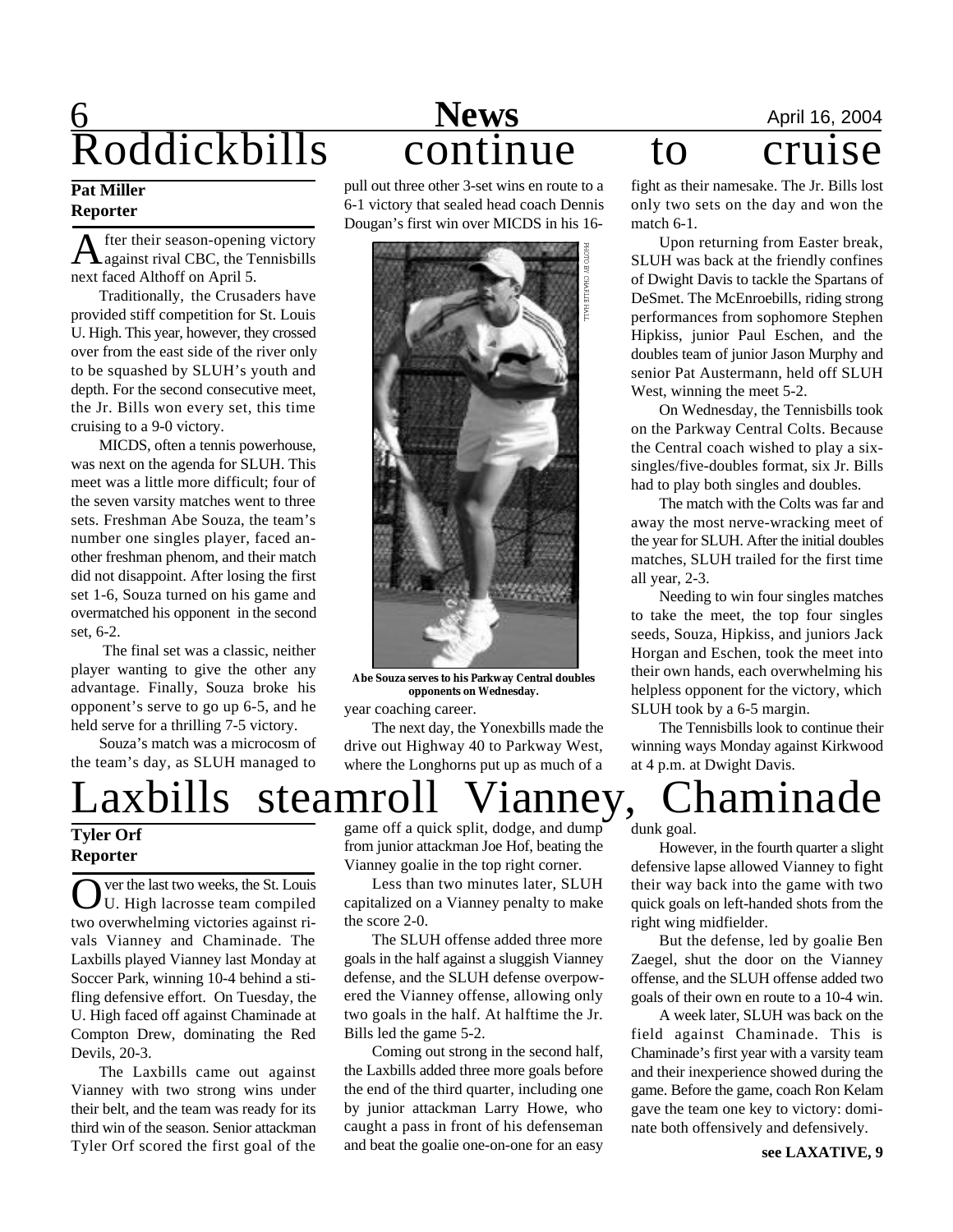# Roddickbills continue to cruise

**Pat Miller**
**Reporter**

After their season-opening victory against rival CBC, the Tennisbills next faced Althoff on April 5.

Traditionally, the Crusaders have provided stiff competition for St. Louis U. High. This year, however, they crossed over from the east side of the river only to be squashed by SLUH's youth and depth. For the second consecutive meet, the Jr. Bills won every set, this time cruising to a 9-0 victory.

MICDS, often a tennis powerhouse, was next on the agenda for SLUH. This meet was a little more difficult; four of the seven varsity matches went to three sets. Freshman Abe Souza, the team's number one singles player, faced another freshman phenom, and their match did not disappoint. After losing the first set 1-6, Souza turned on his game and overmatched his opponent in the second set, 6-2.

The final set was a classic, neither player wanting to give the other any advantage. Finally, Souza broke his opponent's serve to go up 6-5, and he held serve for a thrilling 7-5 victory.

Souza's match was a microcosm of the team's day, as SLUH managed to pull out three other 3-set wins en route to a 6-1 victory that sealed head coach Dennis Dougan's first win over MICDS in his 16-year coaching career.

PHOTO BY CHARLIE HALL

**Abe Souza serves to his Parkway Central doubles opponents on Wednesday.**

The next day, the Yonexbills made the drive out Highway 40 to Parkway West, where the Longhorns put up as much of a fight as their namesake. The Jr. Bills lost only two sets on the day and won the match 6-1.

Upon returning from Easter break, SLUH was back at the friendly confines of Dwight Davis to tackle the Spartans of DeSmet. The McEnroebills, riding strong performances from sophomore Stephen Hipkiss, junior Paul Eschen, and the doubles team of junior Jason Murphy and senior Pat Austermann, held off SLUH West, winning the meet 5-2.

On Wednesday, the Tennisbills took on the Parkway Central Colts. Because the Central coach wished to play a six-singles/five-doubles format, six Jr. Bills had to play both singles and doubles.

The match with the Colts was far and away the most nerve-wracking meet of the year for SLUH. After the initial doubles matches, SLUH trailed for the first time all year, 2-3.

Needing to win four singles matches to take the meet, the top four singles seeds, Souza, Hipkiss, and juniors Jack Horgan and Eschen, took the meet into their own hands, each overwhelming his helpless opponent for the victory, which SLUH took by a 6-5 margin.

The Tennisbills look to continue their winning ways Monday against Kirkwood at 4 p.m. at Dwight Davis.

# Laxbills steamroll Vianney, Chaminade

**Tyler Orf**
**Reporter**

Over the last two weeks, the St. Louis U. High lacrosse team compiled two overwhelming victories against rivals Vianney and Chaminade. The Laxbills played Vianney last Monday at Soccer Park, winning 10-4 behind a stifling defensive effort. On Tuesday, the U. High faced off against Chaminade at Compton Drew, dominating the Red Devils, 20-3.

The Laxbills came out against Vianney with two strong wins under their belt, and the team was ready for its third win of the season. Senior attackman Tyler Orf scored the first goal of the game off a quick split, dodge, and dump from junior attackman Joe Hof, beating the Vianney goalie in the top right corner.

Less than two minutes later, SLUH capitalized on a Vianney penalty to make the score 2-0.

The SLUH offense added three more goals in the half against a sluggish Vianney defense, and the SLUH defense overpowered the Vianney offense, allowing only two goals in the half. At halftime the Jr. Bills led the game 5-2.

Coming out strong in the second half, the Laxbills added three more goals before the end of the third quarter, including one by junior attackman Larry Howe, who caught a pass in front of his defenseman and beat the goalie one-on-one for an easy dunk goal.

However, in the fourth quarter a slight defensive lapse allowed Vianney to fight their way back into the game with two quick goals on left-handed shots from the right wing midfielder.

But the defense, led by goalie Ben Zaegel, shut the door on the Vianney offense, and the SLUH offense added two goals of their own en route to a 10-4 win.

A week later, SLUH was back on the field against Chaminade. This is Chaminade's first year with a varsity team and their inexperience showed during the game. Before the game, coach Ron Kelam gave the team one key to victory: dominate both offensively and defensively.

**see LAXATIVE, 9**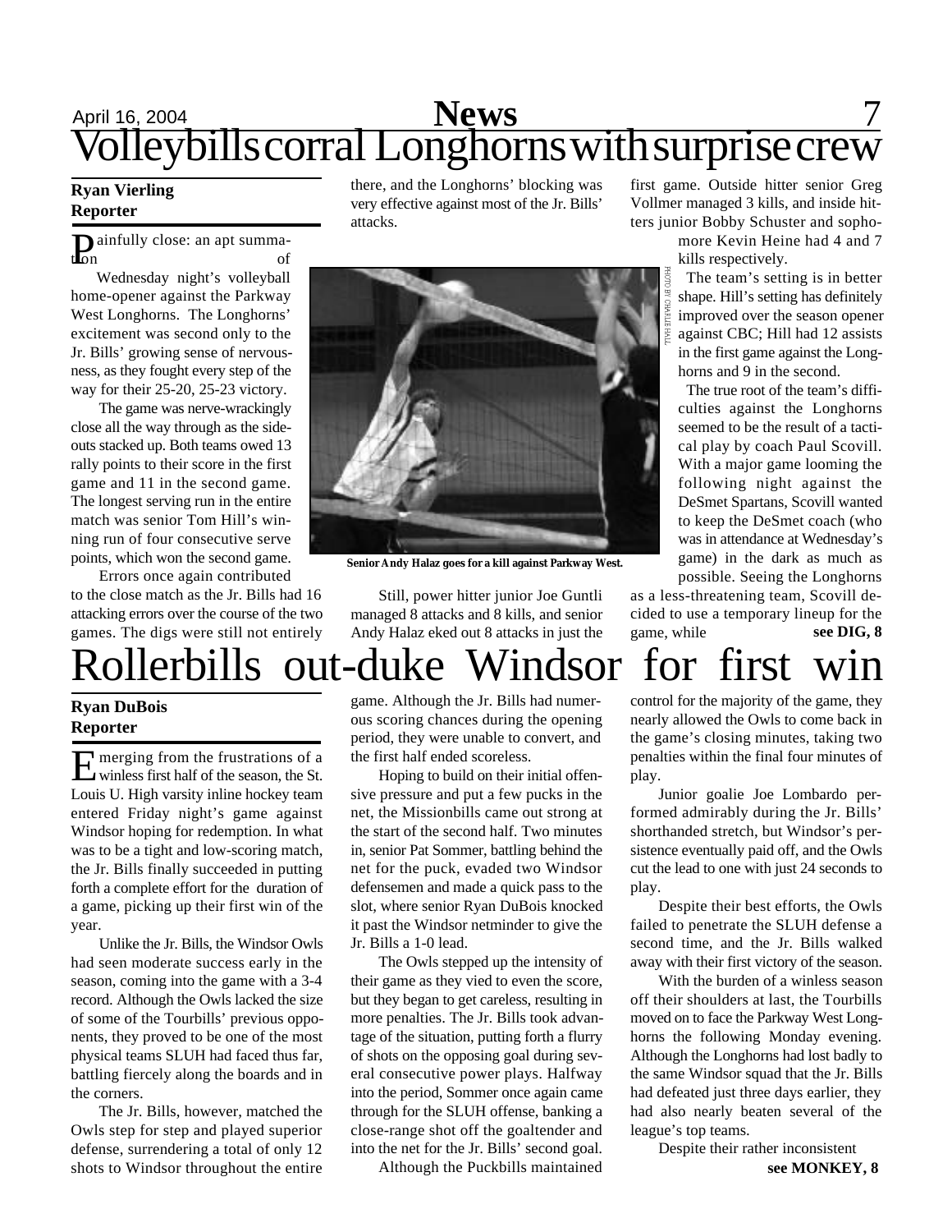# Volleybills corral Longhorns with surprise crew

**Ryan Vierling**
**Reporter**

Painfully close: an apt summation of Wednesday night's volleyball home-opener against the Parkway West Longhorns. The Longhorns' excitement was second only to the Jr. Bills' growing sense of nervousness, as they fought every step of the way for their 25-20, 25-23 victory.

The game was nerve-wrackingly close all the way through as the side-outs stacked up. Both teams owed 13 rally points to their score in the first game and 11 in the second game. The longest serving run in the entire match was senior Tom Hill's winning run of four consecutive serve points, which won the second game.

Errors once again contributed to the close match as the Jr. Bills had 16 attacking errors over the course of the two games. The digs were still not entirely there, and the Longhorns' blocking was very effective against most of the Jr. Bills' attacks.

PHOTO BY CHARLIE HALL

**Senior Andy Halaz goes for a kill against Parkway West.**

Still, power hitter junior Joe Guntli managed 8 attacks and 8 kills, and senior Andy Halaz eked out 8 attacks in just the first game. Outside hitter senior Greg Vollmer managed 3 kills, and inside hitters junior Bobby Schuster and sophomore Kevin Heine had 4 and 7 kills respectively.

The team's setting is in better shape. Hill's setting has definitely improved over the season opener against CBC; Hill had 12 assists in the first game against the Longhorns and 9 in the second.

The true root of the team's difficulties against the Longhorns seemed to be the result of a tactical play by coach Paul Scovill. With a major game looming the following night against the DeSmet Spartans, Scovill wanted to keep the DeSmet coach (who was in attendance at Wednesday's game) in the dark as much as possible. Seeing the Longhorns as a less-threatening team, Scovill decided to use a temporary lineup for the game, while **see DIG, 8**

# Rollerbills out-duke Windsor for first win

**Ryan DuBois**
**Reporter**

Emerging from the frustrations of a winless first half of the season, the St. Louis U. High varsity inline hockey team entered Friday night's game against Windsor hoping for redemption. In what was to be a tight and low-scoring match, the Jr. Bills finally succeeded in putting forth a complete effort for the duration of a game, picking up their first win of the year.

Unlike the Jr. Bills, the Windsor Owls had seen moderate success early in the season, coming into the game with a 3-4 record. Although the Owls lacked the size of some of the Tourbills' previous opponents, they proved to be one of the most physical teams SLUH had faced thus far, battling fiercely along the boards and in the corners.

The Jr. Bills, however, matched the Owls step for step and played superior defense, surrendering a total of only 12 shots to Windsor throughout the entire game. Although the Jr. Bills had numerous scoring chances during the opening period, they were unable to convert, and the first half ended scoreless.

Hoping to build on their initial offensive pressure and put a few pucks in the net, the Missionbills came out strong at the start of the second half. Two minutes in, senior Pat Sommer, battling behind the net for the puck, evaded two Windsor defensemen and made a quick pass to the slot, where senior Ryan DuBois knocked it past the Windsor netminder to give the Jr. Bills a 1-0 lead.

The Owls stepped up the intensity of their game as they vied to even the score, but they began to get careless, resulting in more penalties. The Jr. Bills took advantage of the situation, putting forth a flurry of shots on the opposing goal during several consecutive power plays. Halfway into the period, Sommer once again came through for the SLUH offense, banking a close-range shot off the goaltender and into the net for the Jr. Bills' second goal.

Although the Puckbills maintained control for the majority of the game, they nearly allowed the Owls to come back in the game's closing minutes, taking two penalties within the final four minutes of play.

Junior goalie Joe Lombardo performed admirably during the Jr. Bills' shorthanded stretch, but Windsor's persistence eventually paid off, and the Owls cut the lead to one with just 24 seconds to play.

Despite their best efforts, the Owls failed to penetrate the SLUH defense a second time, and the Jr. Bills walked away with their first victory of the season.

With the burden of a winless season off their shoulders at last, the Tourbills moved on to face the Parkway West Longhorns the following Monday evening. Although the Longhorns had lost badly to the same Windsor squad that the Jr. Bills had defeated just three days earlier, they had also nearly beaten several of the league's top teams.

Despite their rather inconsistent **see MONKEY, 8**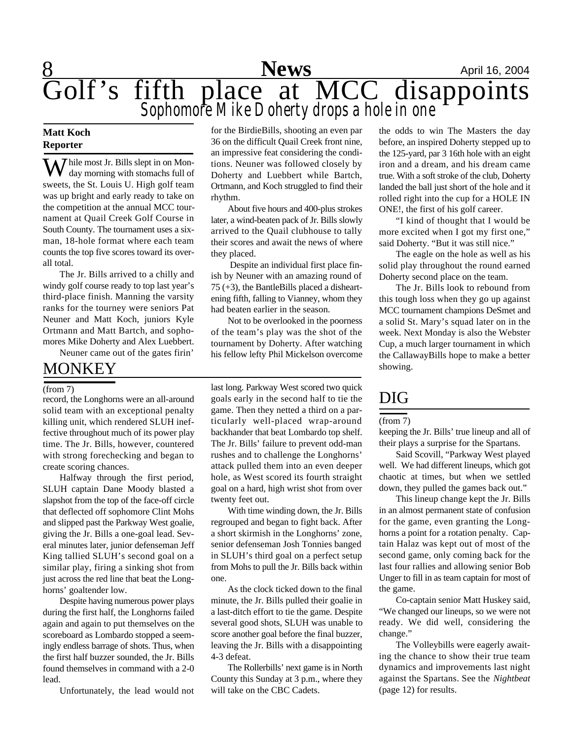# Golf's fifth place at MCC disappoints

## Sophomore Mike Doherty drops a hole in one

**Matt Koch**
**Reporter**

While most Jr. Bills slept in on Monday morning with stomachs full of sweets, the St. Louis U. High golf team was up bright and early ready to take on the competition at the annual MCC tournament at Quail Creek Golf Course in South County. The tournament uses a six-man, 18-hole format where each team counts the top five scores toward its overall total.

The Jr. Bills arrived to a chilly and windy golf course ready to top last year's third-place finish. Manning the varsity ranks for the tourney were seniors Pat Neuner and Matt Koch, juniors Kyle Ortmann and Matt Bartch, and sophomores Mike Doherty and Alex Luebbert.

Neuner came out of the gates firin' for the BirdieBills, shooting an even par 36 on the difficult Quail Creek front nine, an impressive feat considering the conditions. Neuner was followed closely by Doherty and Luebbert while Bartch, Ortmann, and Koch struggled to find their rhythm.

About five hours and 400-plus strokes later, a wind-beaten pack of Jr. Bills slowly arrived to the Quail clubhouse to tally their scores and await the news of where they placed.

Despite an individual first place finish by Neuner with an amazing round of 75 (+3), the BantleBills placed a disheartening fifth, falling to Vianney, whom they had beaten earlier in the season.

Not to be overlooked in the poorness of the team's play was the shot of the tournament by Doherty. After watching his fellow lefty Phil Mickelson overcome the odds to win The Masters the day before, an inspired Doherty stepped up to the 125-yard, par 3 16th hole with an eight iron and a dream, and his dream came true. With a soft stroke of the club, Doherty landed the ball just short of the hole and it rolled right into the cup for a HOLE IN ONE!, the first of his golf career.

"I kind of thought that I would be more excited when I got my first one," said Doherty. "But it was still nice."

The eagle on the hole as well as his solid play throughout the round earned Doherty second place on the team.

The Jr. Bills look to rebound from this tough loss when they go up against MCC tournament champions DeSmet and a solid St. Mary's squad later on in the week. Next Monday is also the Webster Cup, a much larger tournament in which the CallawayBills hope to make a better showing.

# MONKEY

(from 7)

record, the Longhorns were an all-around solid team with an exceptional penalty killing unit, which rendered SLUH ineffective throughout much of its power play time. The Jr. Bills, however, countered with strong forechecking and began to create scoring chances.

Halfway through the first period, SLUH captain Dane Moody blasted a slapshot from the top of the face-off circle that deflected off sophomore Clint Mohs and slipped past the Parkway West goalie, giving the Jr. Bills a one-goal lead. Several minutes later, junior defenseman Jeff King tallied SLUH's second goal on a similar play, firing a sinking shot from just across the red line that beat the Longhorns' goaltender low.

Despite having numerous power plays during the first half, the Longhorns failed again and again to put themselves on the scoreboard as Lombardo stopped a seemingly endless barrage of shots. Thus, when the first half buzzer sounded, the Jr. Bills found themselves in command with a 2-0 lead.

Unfortunately, the lead would not last long. Parkway West scored two quick goals early in the second half to tie the game. Then they netted a third on a particularly well-placed wrap-around backhander that beat Lombardo top shelf. The Jr. Bills' failure to prevent odd-man rushes and to challenge the Longhorns' attack pulled them into an even deeper hole, as West scored its fourth straight goal on a hard, high wrist shot from over twenty feet out.

With time winding down, the Jr. Bills regrouped and began to fight back. After a short skirmish in the Longhorns' zone, senior defenseman Josh Tonnies banged in SLUH's third goal on a perfect setup from Mohs to pull the Jr. Bills back within one.

As the clock ticked down to the final minute, the Jr. Bills pulled their goalie in a last-ditch effort to tie the game. Despite several good shots, SLUH was unable to score another goal before the final buzzer, leaving the Jr. Bills with a disappointing 4-3 defeat.

The Rollerbills' next game is in North County this Sunday at 3 p.m., where they will take on the CBC Cadets.

# DIG

(from 7)

keeping the Jr. Bills' true lineup and all of their plays a surprise for the Spartans.

Said Scovill, "Parkway West played well. We had different lineups, which got chaotic at times, but when we settled down, they pulled the games back out."

This lineup change kept the Jr. Bills in an almost permanent state of confusion for the game, even granting the Longhorns a point for a rotation penalty. Captain Halaz was kept out of most of the second game, only coming back for the last four rallies and allowing senior Bob Unger to fill in as team captain for most of the game.

Co-captain senior Matt Huskey said, "We changed our lineups, so we were not ready. We did well, considering the change."

The Volleybills were eagerly awaiting the chance to show their true team dynamics and improvements last night against the Spartans. See the *Nightbeat* (page 12) for results.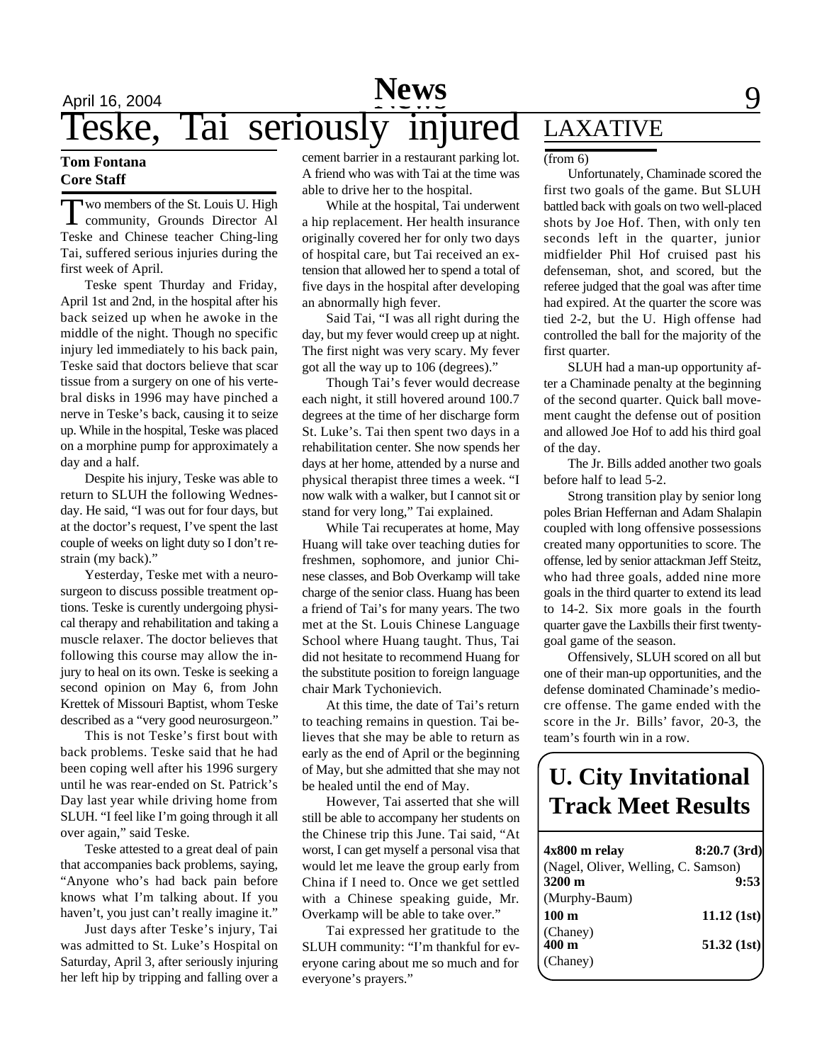# Teske, Tai seriously injured

**Tom Fontana**
**Core Staff**

Two members of the St. Louis U. High community, Grounds Director Al Teske and Chinese teacher Ching-ling Tai, suffered serious injuries during the first week of April.

Teske spent Thurday and Friday, April 1st and 2nd, in the hospital after his back seized up when he awoke in the middle of the night. Though no specific injury led immediately to his back pain, Teske said that doctors believe that scar tissue from a surgery on one of his vertebral disks in 1996 may have pinched a nerve in Teske's back, causing it to seize up. While in the hospital, Teske was placed on a morphine pump for approximately a day and a half.

Despite his injury, Teske was able to return to SLUH the following Wednesday. He said, "I was out for four days, but at the doctor's request, I've spent the last couple of weeks on light duty so I don't restrain (my back)."

Yesterday, Teske met with a neurosurgeon to discuss possible treatment options. Teske is curently undergoing physical therapy and rehabilitation and taking a muscle relaxer. The doctor believes that following this course may allow the injury to heal on its own. Teske is seeking a second opinion on May 6, from John Krettek of Missouri Baptist, whom Teske described as a "very good neurosurgeon."

This is not Teske's first bout with back problems. Teske said that he had been coping well after his 1996 surgery until he was rear-ended on St. Patrick's Day last year while driving home from SLUH. "I feel like I'm going through it all over again," said Teske.

Teske attested to a great deal of pain that accompanies back problems, saying, "Anyone who's had back pain before knows what I'm talking about. If you haven't, you just can't really imagine it."

Just days after Teske's injury, Tai was admitted to St. Luke's Hospital on Saturday, April 3, after seriously injuring her left hip by tripping and falling over a cement barrier in a restaurant parking lot. A friend who was with Tai at the time was able to drive her to the hospital.

While at the hospital, Tai underwent a hip replacement. Her health insurance originally covered her for only two days of hospital care, but Tai received an extension that allowed her to spend a total of five days in the hospital after developing an abnormally high fever.

Said Tai, "I was all right during the day, but my fever would creep up at night. The first night was very scary. My fever got all the way up to 106 (degrees)."

Though Tai's fever would decrease each night, it still hovered around 100.7 degrees at the time of her discharge form St. Luke's. Tai then spent two days in a rehabilitation center. She now spends her days at her home, attended by a nurse and physical therapist three times a week. "I now walk with a walker, but I cannot sit or stand for very long," Tai explained.

While Tai recuperates at home, May Huang will take over teaching duties for freshmen, sophomore, and junior Chinese classes, and Bob Overkamp will take charge of the senior class. Huang has been a friend of Tai's for many years. The two met at the St. Louis Chinese Language School where Huang taught. Thus, Tai did not hesitate to recommend Huang for the substitute position to foreign language chair Mark Tychonievich.

At this time, the date of Tai's return to teaching remains in question. Tai believes that she may be able to return as early as the end of April or the beginning of May, but she admitted that she may not be healed until the end of May.

However, Tai asserted that she will still be able to accompany her students on the Chinese trip this June. Tai said, "At worst, I can get myself a personal visa that would let me leave the group early from China if I need to. Once we get settled with a Chinese speaking guide, Mr. Overkamp will be able to take over."

Tai expressed her gratitude to the SLUH community: "I'm thankful for everyone caring about me so much and for everyone's prayers."

# LAXATIVE

(from 6)

Unfortunately, Chaminade scored the first two goals of the game. But SLUH battled back with goals on two well-placed shots by Joe Hof. Then, with only ten seconds left in the quarter, junior midfielder Phil Hof cruised past his defenseman, shot, and scored, but the referee judged that the goal was after time had expired. At the quarter the score was tied 2-2, but the U. High offense had controlled the ball for the majority of the first quarter.

SLUH had a man-up opportunity after a Chaminade penalty at the beginning of the second quarter. Quick ball movement caught the defense out of position and allowed Joe Hof to add his third goal of the day.

The Jr. Bills added another two goals before half to lead 5-2.

Strong transition play by senior long poles Brian Heffernan and Adam Shalapin coupled with long offensive possessions created many opportunities to score. The offense, led by senior attackman Jeff Steitz, who had three goals, added nine more goals in the third quarter to extend its lead to 14-2. Six more goals in the fourth quarter gave the Laxbills their first twenty-goal game of the season.

Offensively, SLUH scored on all but one of their man-up opportunities, and the defense dominated Chaminade's mediocre offense. The game ended with the score in the Jr. Bills' favor, 20-3, the team's fourth win in a row.

## U. City Invitational Track Meet Results

| Event | Result |
|---|---|
| **4x800 m relay** (Nagel, Oliver, Welling, C. Samson) | **8:20.7 (3rd)** |
| **3200 m** (Murphy-Baum) | **9:53** |
| **100 m** (Chaney) | **11.12 (1st)** |
| **400 m** (Chaney) | **51.32 (1st)** |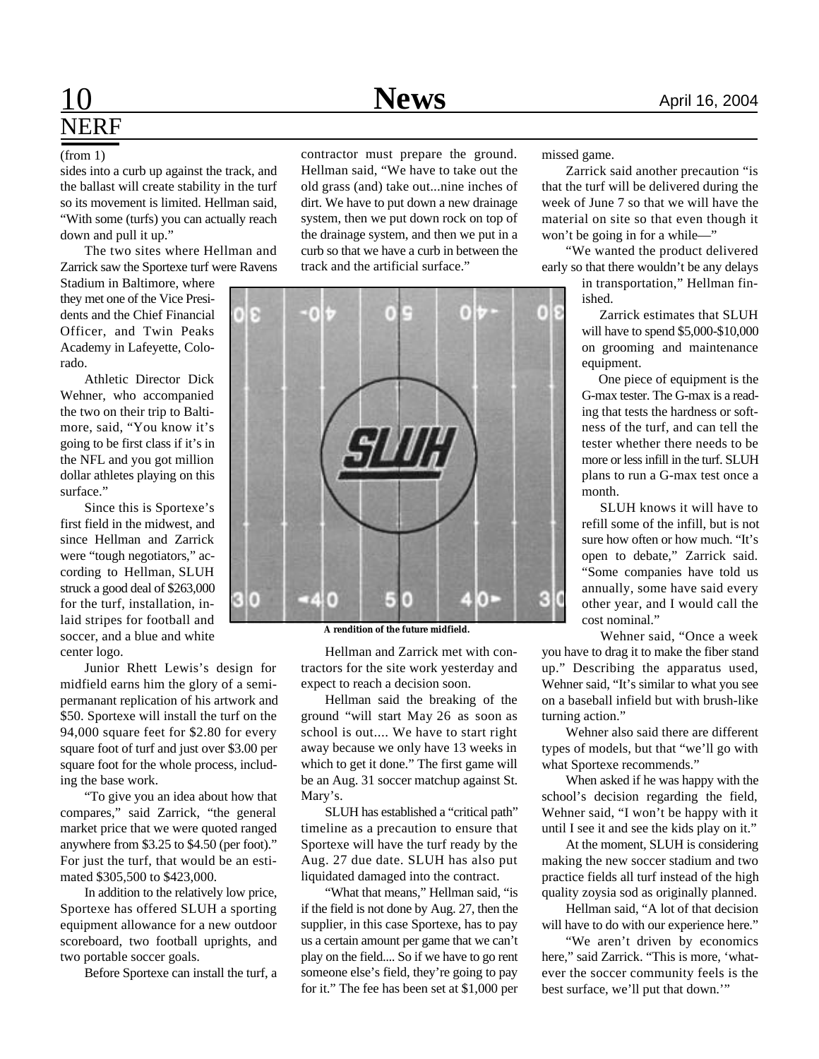## NERF

(from 1)

sides into a curb up against the track, and the ballast will create stability in the turf so its movement is limited. Hellman said, "With some (turfs) you can actually reach down and pull it up."

The two sites where Hellman and Zarrick saw the Sportexe turf were Ravens Stadium in Baltimore, where they met one of the Vice Presidents and the Chief Financial Officer, and Twin Peaks Academy in Lafeyette, Colorado.

Athletic Director Dick Wehner, who accompanied the two on their trip to Baltimore, said, "You know it's going to be first class if it's in the NFL and you got million dollar athletes playing on this surface."

Since this is Sportexe's first field in the midwest, and since Hellman and Zarrick were "tough negotiators," according to Hellman, SLUH struck a good deal of $263,000 for the turf, installation, inlaid stripes for football and soccer, and a blue and white center logo.

Junior Rhett Lewis's design for midfield earns him the glory of a semi-permanant replication of his artwork and $50. Sportexe will install the turf on the 94,000 square feet for $2.80 for every square foot of turf and just over $3.00 per square foot for the whole process, including the base work.

"To give you an idea about how that compares," said Zarrick, "the general market price that we were quoted ranged anywhere from $3.25 to $4.50 (per foot)." For just the turf, that would be an estimated $305,500 to $423,000.

In addition to the relatively low price, Sportexe has offered SLUH a sporting equipment allowance for a new outdoor scoreboard, two football uprights, and two portable soccer goals.

Before Sportexe can install the turf, a contractor must prepare the ground. Hellman said, "We have to take out the old grass (and) take out...nine inches of dirt. We have to put down a new drainage system, then we put down rock on top of the drainage system, and then we put in a curb so that we have a curb in between the track and the artificial surface."

A rendition of the future midfield.

Hellman and Zarrick met with contractors for the site work yesterday and expect to reach a decision soon.

Hellman said the breaking of the ground "will start May 26 as soon as school is out.... We have to start right away because we only have 13 weeks in which to get it done." The first game will be an Aug. 31 soccer matchup against St. Mary's.

SLUH has established a "critical path" timeline as a precaution to ensure that Sportexe will have the turf ready by the Aug. 27 due date. SLUH has also put liquidated damaged into the contract.

"What that means," Hellman said, "is if the field is not done by Aug. 27, then the supplier, in this case Sportexe, has to pay us a certain amount per game that we can't play on the field.... So if we have to go rent someone else's field, they're going to pay for it." The fee has been set at $1,000 per missed game.

Zarrick said another precaution "is that the turf will be delivered during the week of June 7 so that we will have the material on site so that even though it won't be going in for a while—"

"We wanted the product delivered early so that there wouldn't be any delays in transportation," Hellman finished.

Zarrick estimates that SLUH will have to spend $5,000-$10,000 on grooming and maintenance equipment.

One piece of equipment is the G-max tester. The G-max is a reading that tests the hardness or softness of the turf, and can tell the tester whether there needs to be more or less infill in the turf. SLUH plans to run a G-max test once a month.

SLUH knows it will have to refill some of the infill, but is not sure how often or how much. "It's open to debate," Zarrick said. "Some companies have told us annually, some have said every other year, and I would call the cost nominal."

Wehner said, "Once a week you have to drag it to make the fiber stand up." Describing the apparatus used, Wehner said, "It's similar to what you see on a baseball infield but with brush-like turning action."

Wehner also said there are different types of models, but that "we'll go with what Sportexe recommends."

When asked if he was happy with the school's decision regarding the field, Wehner said, "I won't be happy with it until I see it and see the kids play on it."

At the moment, SLUH is considering making the new soccer stadium and two practice fields all turf instead of the high quality zoysia sod as originally planned.

Hellman said, "A lot of that decision will have to do with our experience here."

"We aren't driven by economics here," said Zarrick. "This is more, 'whatever the soccer community feels is the best surface, we'll put that down.'"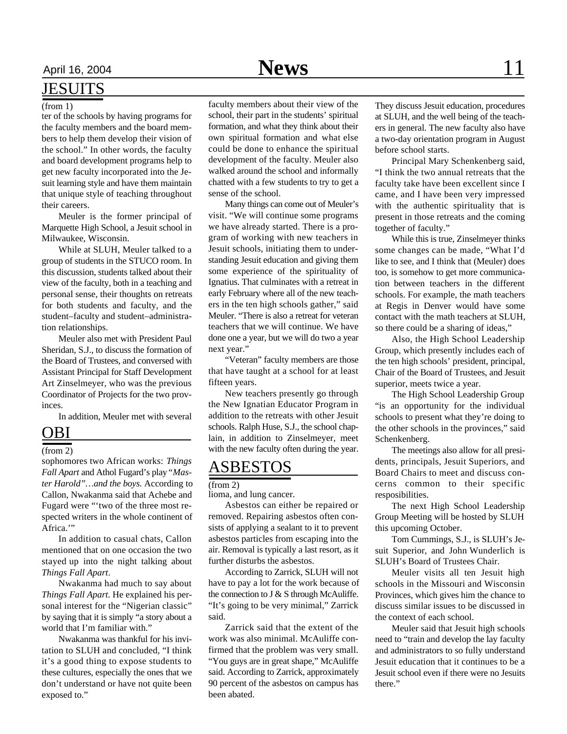## JESUITS

(from 1)

ter of the schools by having programs for the faculty members and the board members to help them develop their vision of the school." In other words, the faculty and board development programs help to get new faculty incorporated into the Jesuit learning style and have them maintain that unique style of teaching throughout their careers.

Meuler is the former principal of Marquette High School, a Jesuit school in Milwaukee, Wisconsin.

While at SLUH, Meuler talked to a group of students in the STUCO room. In this discussion, students talked about their view of the faculty, both in a teaching and personal sense, their thoughts on retreats for both students and faculty, and the student–faculty and student–administration relationships.

Meuler also met with President Paul Sheridan, S.J., to discuss the formation of the Board of Trustees, and conversed with Assistant Principal for Staff Development Art Zinselmeyer, who was the previous Coordinator of Projects for the two provinces.

In addition, Meuler met with several faculty members about their view of the school, their part in the students' spiritual formation, and what they think about their own spiritual formation and what else could be done to enhance the spiritual development of the faculty. Meuler also walked around the school and informally chatted with a few students to try to get a sense of the school.

Many things can come out of Meuler's visit. "We will continue some programs we have already started. There is a program of working with new teachers in Jesuit schools, initiating them to understanding Jesuit education and giving them some experience of the spirituality of Ignatius. That culminates with a retreat in early February where all of the new teachers in the ten high schools gather," said Meuler. "There is also a retreat for veteran teachers that we will continue. We have done one a year, but we will do two a year next year."

"Veteran" faculty members are those that have taught at a school for at least fifteen years.

New teachers presently go through the New Ignatian Educator Program in addition to the retreats with other Jesuit schools. Ralph Huse, S.J., the school chaplain, in addition to Zinselmeyer, meet with the new faculty often during the year. They discuss Jesuit education, procedures at SLUH, and the well being of the teachers in general. The new faculty also have a two-day orientation program in August before school starts.

Principal Mary Schenkenberg said, "I think the two annual retreats that the faculty take have been excellent since I came, and I have been very impressed with the authentic spirituality that is present in those retreats and the coming together of faculty."

While this is true, Zinselmeyer thinks some changes can be made, "What I'd like to see, and I think that (Meuler) does too, is somehow to get more communication between teachers in the different schools. For example, the math teachers at Regis in Denver would have some contact with the math teachers at SLUH, so there could be a sharing of ideas,"

Also, the High School Leadership Group, which presently includes each of the ten high schools' president, principal, Chair of the Board of Trustees, and Jesuit superior, meets twice a year.

The High School Leadership Group "is an opportunity for the individual schools to present what they're doing to the other schools in the provinces," said Schenkenberg.

The meetings also allow for all presidents, principals, Jesuit Superiors, and Board Chairs to meet and discuss concerns common to their specific resposibilities.

The next High School Leadership Group Meeting will be hosted by SLUH this upcoming October.

Tom Cummings, S.J., is SLUH's Jesuit Superior, and John Wunderlich is SLUH's Board of Trustees Chair.

Meuler visits all ten Jesuit high schools in the Missouri and Wisconsin Provinces, which gives him the chance to discuss similar issues to be discussed in the context of each school.

Meuler said that Jesuit high schools need to "train and develop the lay faculty and administrators to so fully understand Jesuit education that it continues to be a Jesuit school even if there were no Jesuits there."

## OBI

(from 2)

sophomores two African works: *Things Fall Apart* and Athol Fugard's play *"Master Harold"…and the boys.* According to Callon, Nwakanma said that Achebe and Fugard were "'two of the three most respected writers in the whole continent of Africa.'"

In addition to casual chats, Callon mentioned that on one occasion the two stayed up into the night talking about *Things Fall Apart*.

Nwakanma had much to say about *Things Fall Apart*. He explained his personal interest for the "Nigerian classic" by saying that it is simply "a story about a world that I'm familiar with."

Nwakanma was thankful for his invitation to SLUH and concluded, "I think it's a good thing to expose students to these cultures, especially the ones that we don't understand or have not quite been exposed to."

## ASBESTOS

(from 2)

lioma, and lung cancer.

Asbestos can either be repaired or removed. Repairing asbestos often consists of applying a sealant to it to prevent asbestos particles from escaping into the air. Removal is typically a last resort, as it further disturbs the asbestos.

According to Zarrick, SLUH will not have to pay a lot for the work because of the connection to J & S through McAuliffe. "It's going to be very minimal," Zarrick said.

Zarrick said that the extent of the work was also minimal. McAuliffe confirmed that the problem was very small. "You guys are in great shape," McAuliffe said. According to Zarrick, approximately 90 percent of the asbestos on campus has been abated.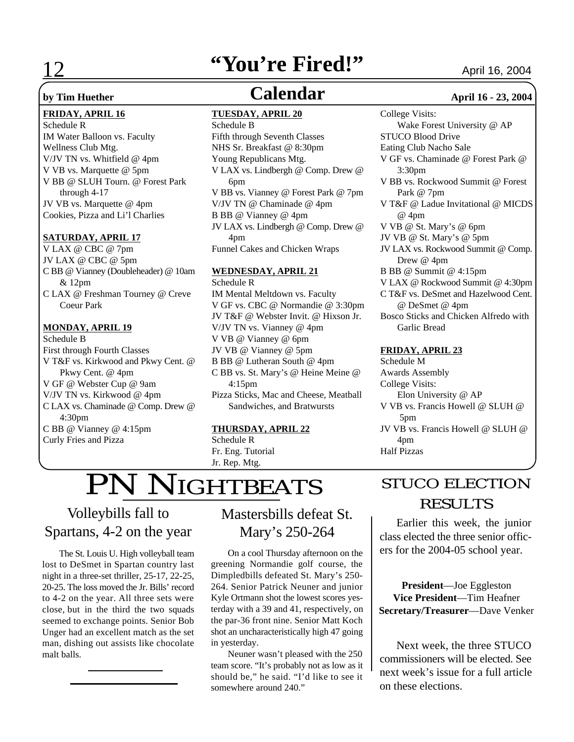# "You're Fired!"

## Calendar

by Tim Huether

April 16 - 23, 2004

**FRIDAY, APRIL 16**
Schedule R
IM Water Balloon vs. Faculty
Wellness Club Mtg.
V/JV TN vs. Whitfield @ 4pm
V VB vs. Marquette @ 5pm
V BB @ SLUH Tourn. @ Forest Park through 4-17
JV VB vs. Marquette @ 4pm
Cookies, Pizza and Li'l Charlies

**SATURDAY, APRIL 17**
V LAX @ CBC @ 7pm
JV LAX @ CBC @ 5pm
C BB @ Vianney (Doubleheader) @ 10am & 12pm
C LAX @ Freshman Tourney @ Creve Coeur Park

**MONDAY, APRIL 19**
Schedule B
First through Fourth Classes
V T&F vs. Kirkwood and Pkwy Cent. @ Pkwy Cent. @ 4pm
V GF @ Webster Cup @ 9am
V/JV TN vs. Kirkwood @ 4pm
C LAX vs. Chaminade @ Comp. Drew @ 4:30pm
C BB @ Vianney @ 4:15pm
Curly Fries and Pizza

**TUESDAY, APRIL 20**
Schedule B
Fifth through Seventh Classes
NHS Sr. Breakfast @ 8:30pm
Young Republicans Mtg.
V LAX vs. Lindbergh @ Comp. Drew @ 6pm
V BB vs. Vianney @ Forest Park @ 7pm
V/JV TN @ Chaminade @ 4pm
B BB @ Vianney @ 4pm
JV LAX vs. Lindbergh @ Comp. Drew @ 4pm
Funnel Cakes and Chicken Wraps

**WEDNESDAY, APRIL 21**
Schedule R
IM Mental Meltdown vs. Faculty
V GF vs. CBC @ Normandie @ 3:30pm
JV T&F @ Webster Invit. @ Hixson Jr.
V/JV TN vs. Vianney @ 4pm
V VB @ Vianney @ 6pm
JV VB @ Vianney @ 5pm
B BB @ Lutheran South @ 4pm
C BB vs. St. Mary's @ Heine Meine @ 4:15pm
Pizza Sticks, Mac and Cheese, Meatball Sandwiches, and Bratwursts

**THURSDAY, APRIL 22**
Schedule R
Fr. Eng. Tutorial
Jr. Rep. Mtg.
College Visits:
Wake Forest University @ AP
STUCO Blood Drive
Eating Club Nacho Sale
V GF vs. Chaminade @ Forest Park @ 3:30pm
V BB vs. Rockwood Summit @ Forest Park @ 7pm
V T&F @ Ladue Invitational @ MICDS @ 4pm
V VB @ St. Mary's @ 6pm
JV VB @ St. Mary's @ 5pm
JV LAX vs. Rockwood Summit @ Comp. Drew @ 4pm
B BB @ Summit @ 4:15pm
V LAX @ Rockwood Summit @ 4:30pm
C T&F vs. DeSmet and Hazelwood Cent. @ DeSmet @ 4pm
Bosco Sticks and Chicken Alfredo with Garlic Bread

**FRIDAY, APRIL 23**
Schedule M
Awards Assembly
College Visits:
Elon University @ AP
V VB vs. Francis Howell @ SLUH @ 5pm
JV VB vs. Francis Howell @ SLUH @ 4pm
Half Pizzas

# PN NIGHTBEATS

## Volleybills fall to Spartans, 4-2 on the year

The St. Louis U. High volleyball team lost to DeSmet in Spartan country last night in a three-set thriller, 25-17, 22-25, 20-25. The loss moved the Jr. Bills' record to 4-2 on the year. All three sets were close, but in the third the two squads seemed to exchange points. Senior Bob Unger had an excellent match as the set man, dishing out assists like chocolate malt balls.

## Mastersbills defeat St. Mary's 250-264

On a cool Thursday afternoon on the greening Normandie golf course, the Dimpledbills defeated St. Mary's 250-264. Senior Patrick Neuner and junior Kyle Ortmann shot the lowest scores yesterday with a 39 and 41, respectively, on the par-36 front nine. Senior Matt Koch shot an uncharacteristically high 47 going in yesterday.

Neuner wasn't pleased with the 250 team score. "It's probably not as low as it should be," he said. "I'd like to see it somewhere around 240."

## STUCO ELECTION RESULTS

Earlier this week, the junior class elected the three senior officers for the 2004-05 school year.

**President**—Joe Eggleston
**Vice President**—Tim Heafner
**Secretary/Treasurer**—Dave Venker

Next week, the three STUCO commissioners will be elected. See next week's issue for a full article on these elections.